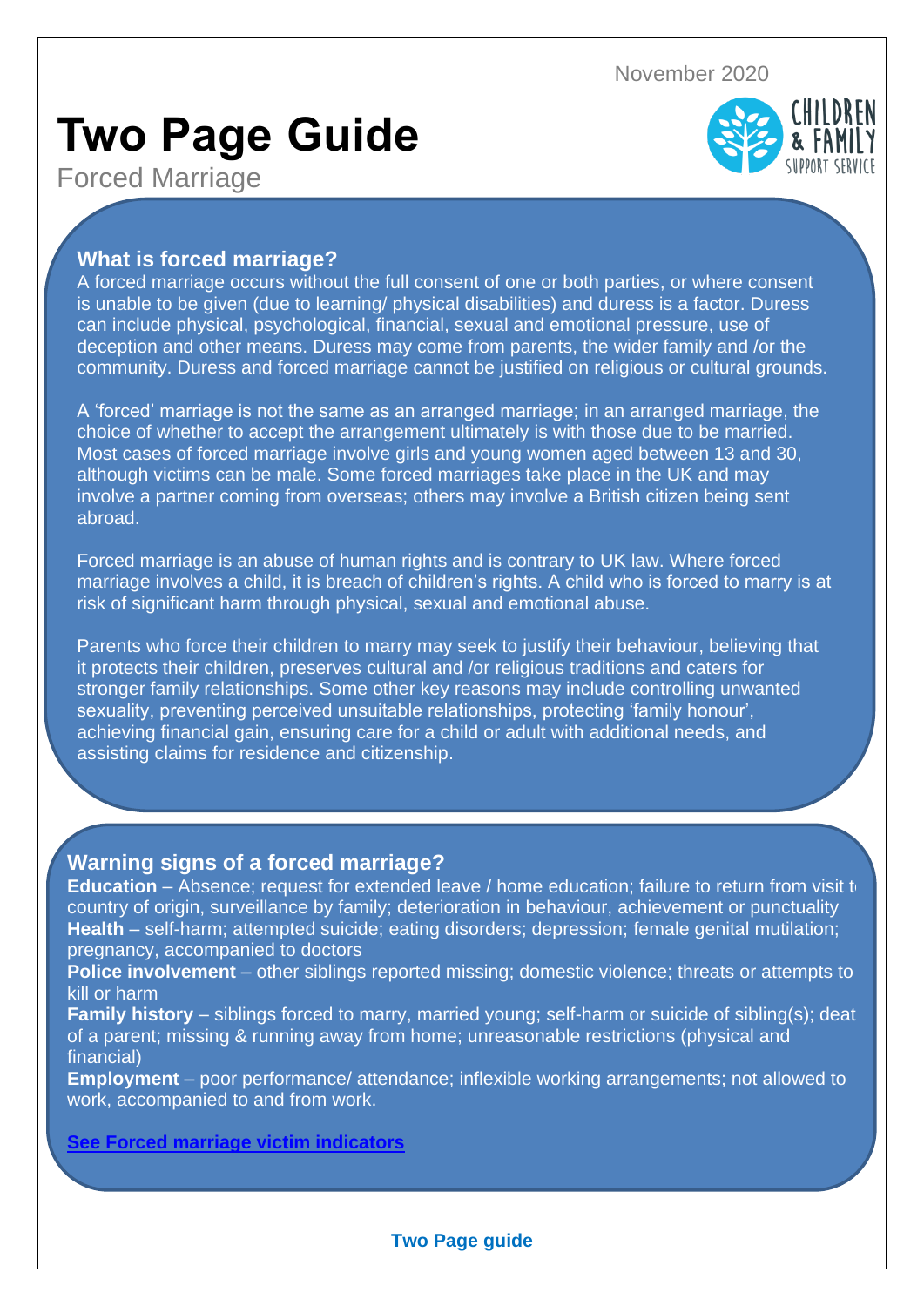November 2020

# Two Page Guide

Forced Marriage

## What is forced marriage?

A forced marriage occurs without the full consent of one or both parties, or where consent is unable to be given (due to learning/ physical disabilities) and duress is a factor. Duress can include physical, psychological, financial, sexual and emotional pressure, use of deception and other means. Duress may come from parents, the wider family and /or the community. Duress and forced marriage cannot be justified on religious or cultural grounds.

A 'forced' marriage is not the same as an arranged marriage; in an arranged marriage, the choice of whether to accept the arrangement ultimately is with those due to be married. Most cases of forced marriage involve girls and young women aged between 13 and 30, although victims can be male. Some forced marriages take place in the UK and may involve a partner coming from overseas; others may involve a British citizen being sent abroad.

Forced marriage is an abuse of human rights and is contrary to UK law. Where forced marriage involves a child, it is breach of children's rights. A child who is forced to marry is at risk of significant harm through physical, sexual and emotional abuse.

Parents who force their children to marry may seek to justify their behaviour, believing that it protects their children, preserves cultural and /or religious traditions and caters for stronger family relationships. Some other key reasons may include controlling unwanted sexuality, preventing perceived unsuitable relationships, protecting 'family honour', achieving financial gain, ensuring care for a child or adult with additional needs, and assisting claims for residence and citizenship.

## Warning signs of a forced marriage?

**Education** – Absence; request for extended leave / home education; failure to return from visit to country of origin, surveillance by family; deterioration in behaviour, achievement or punctuality
**Health** – self-harm; attempted suicide; eating disorders; depression; female genital mutilation; pregnancy, accompanied to doctors
**Police involvement** – other siblings reported missing; domestic violence; threats or attempts to kill or harm
**Family history** – siblings forced to marry, married young; self-harm or suicide of sibling(s); death of a parent; missing & running away from home; unreasonable restrictions (physical and financial)
**Employment** – poor performance/ attendance; inflexible working arrangements; not allowed to work, accompanied to and from work.

**See Forced marriage victim indicators**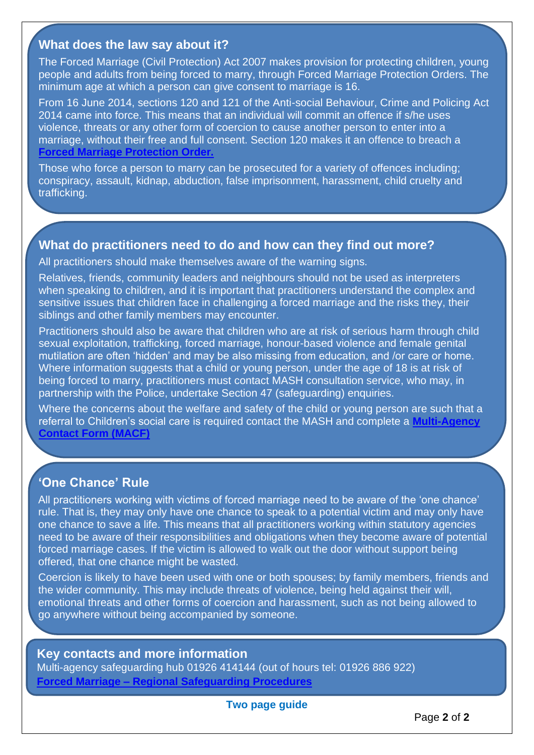## What does the law say about it?

The Forced Marriage (Civil Protection) Act 2007 makes provision for protecting children, young people and adults from being forced to marry, through Forced Marriage Protection Orders. The minimum age at which a person can give consent to marriage is 16.

From 16 June 2014, sections 120 and 121 of the Anti-social Behaviour, Crime and Policing Act 2014 came into force. This means that an individual will commit an offence if s/he uses violence, threats or any other form of coercion to cause another person to enter into a marriage, without their free and full consent. Section 120 makes it an offence to breach a **Forced Marriage Protection Order.**

Those who force a person to marry can be prosecuted for a variety of offences including; conspiracy, assault, kidnap, abduction, false imprisonment, harassment, child cruelty and trafficking.

## What do practitioners need to do and how can they find out more?

All practitioners should make themselves aware of the warning signs.

Relatives, friends, community leaders and neighbours should not be used as interpreters when speaking to children, and it is important that practitioners understand the complex and sensitive issues that children face in challenging a forced marriage and the risks they, their siblings and other family members may encounter.

Practitioners should also be aware that children who are at risk of serious harm through child sexual exploitation, trafficking, forced marriage, honour-based violence and female genital mutilation are often 'hidden' and may be also missing from education, and /or care or home. Where information suggests that a child or young person, under the age of 18 is at risk of being forced to marry, practitioners must contact MASH consultation service, who may, in partnership with the Police, undertake Section 47 (safeguarding) enquiries.

Where the concerns about the welfare and safety of the child or young person are such that a referral to Children's social care is required contact the MASH and complete a **Multi-Agency Contact Form (MACF)**

## 'One Chance' Rule

All practitioners working with victims of forced marriage need to be aware of the 'one chance' rule. That is, they may only have one chance to speak to a potential victim and may only have one chance to save a life. This means that all practitioners working within statutory agencies need to be aware of their responsibilities and obligations when they become aware of potential forced marriage cases. If the victim is allowed to walk out the door without support being offered, that one chance might be wasted.

Coercion is likely to have been used with one or both spouses; by family members, friends and the wider community. This may include threats of violence, being held against their will, emotional threats and other forms of coercion and harassment, such as not being allowed to go anywhere without being accompanied by someone.

## Key contacts and more information

Multi-agency safeguarding hub 01926 414144 (out of hours tel: 01926 886 922)

**Forced Marriage – Regional Safeguarding Procedures**

**Two page guide**